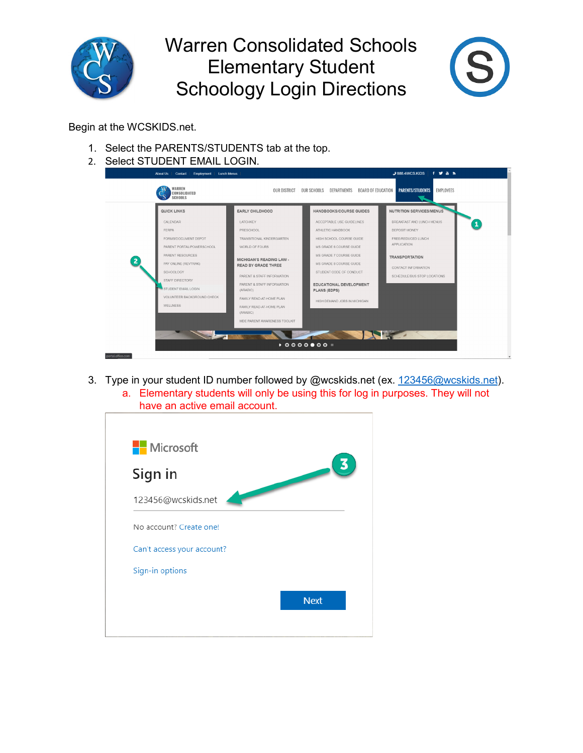# Warren Consolidated Schools Elementary Student Schoology Login Directions

Begin at the WCSKIDS.net.

1. Select the PARENTS/STUDENTS tab at the top.
2. Select STUDENT EMAIL LOGIN.

3. Type in your student ID number followed by @wcskids.net (ex. 123456@wcskids.net).
   a. Elementary students will only be using this for log in purposes. They will not have an active email account.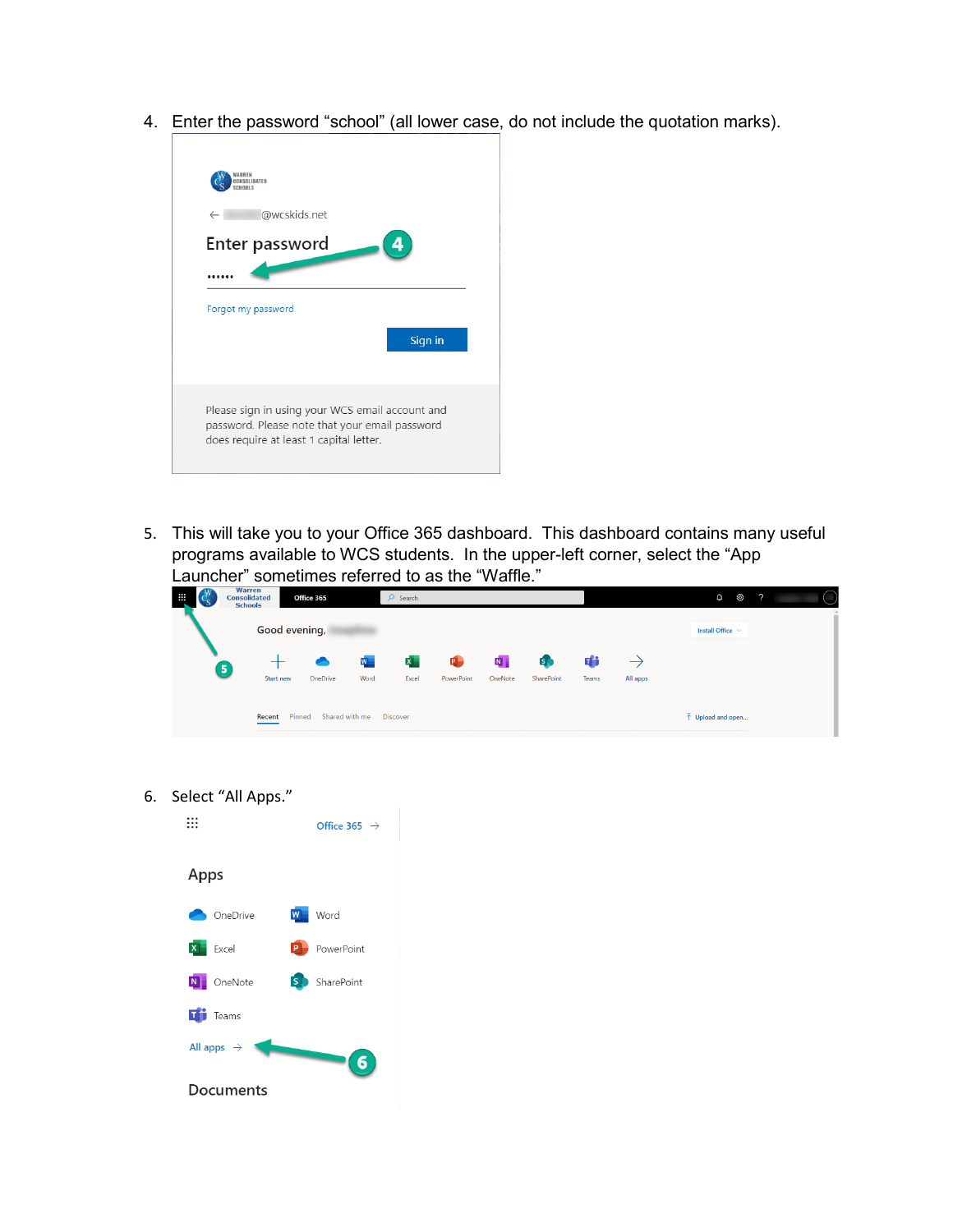4. Enter the password “school” (all lower case, do not include the quotation marks).

5. This will take you to your Office 365 dashboard. This dashboard contains many useful programs available to WCS students. In the upper-left corner, select the “App Launcher” sometimes referred to as the “Waffle.”

6. Select “All Apps.”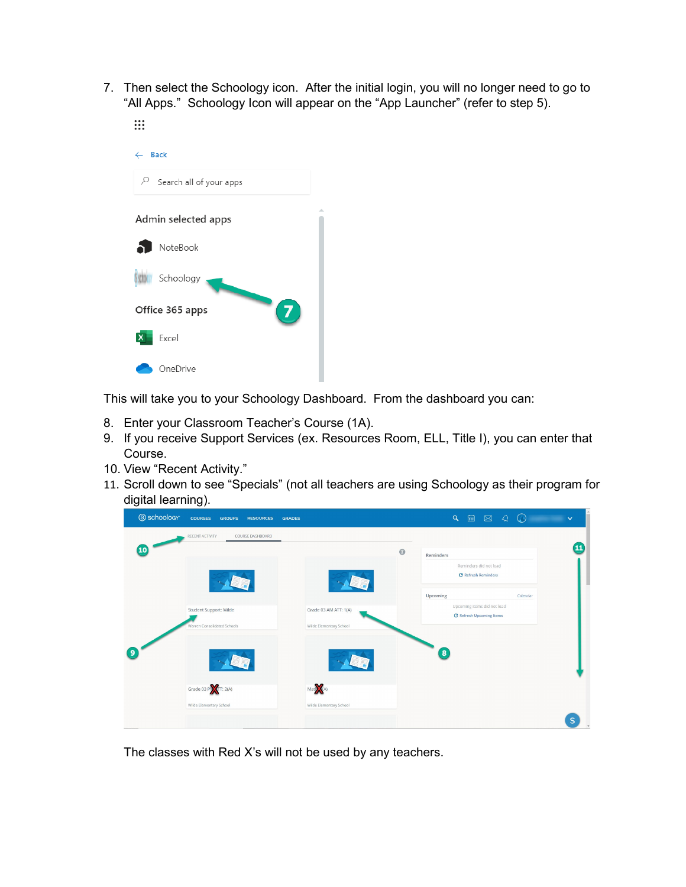7. Then select the Schoology icon. After the initial login, you will no longer need to go to "All Apps." Schoology Icon will appear on the "App Launcher" (refer to step 5).

This will take you to your Schoology Dashboard. From the dashboard you can:

8. Enter your Classroom Teacher's Course (1A).
9. If you receive Support Services (ex. Resources Room, ELL, Title I), you can enter that Course.
10. View "Recent Activity."
11. Scroll down to see "Specials" (not all teachers are using Schoology as their program for digital learning).

The classes with Red X's will not be used by any teachers.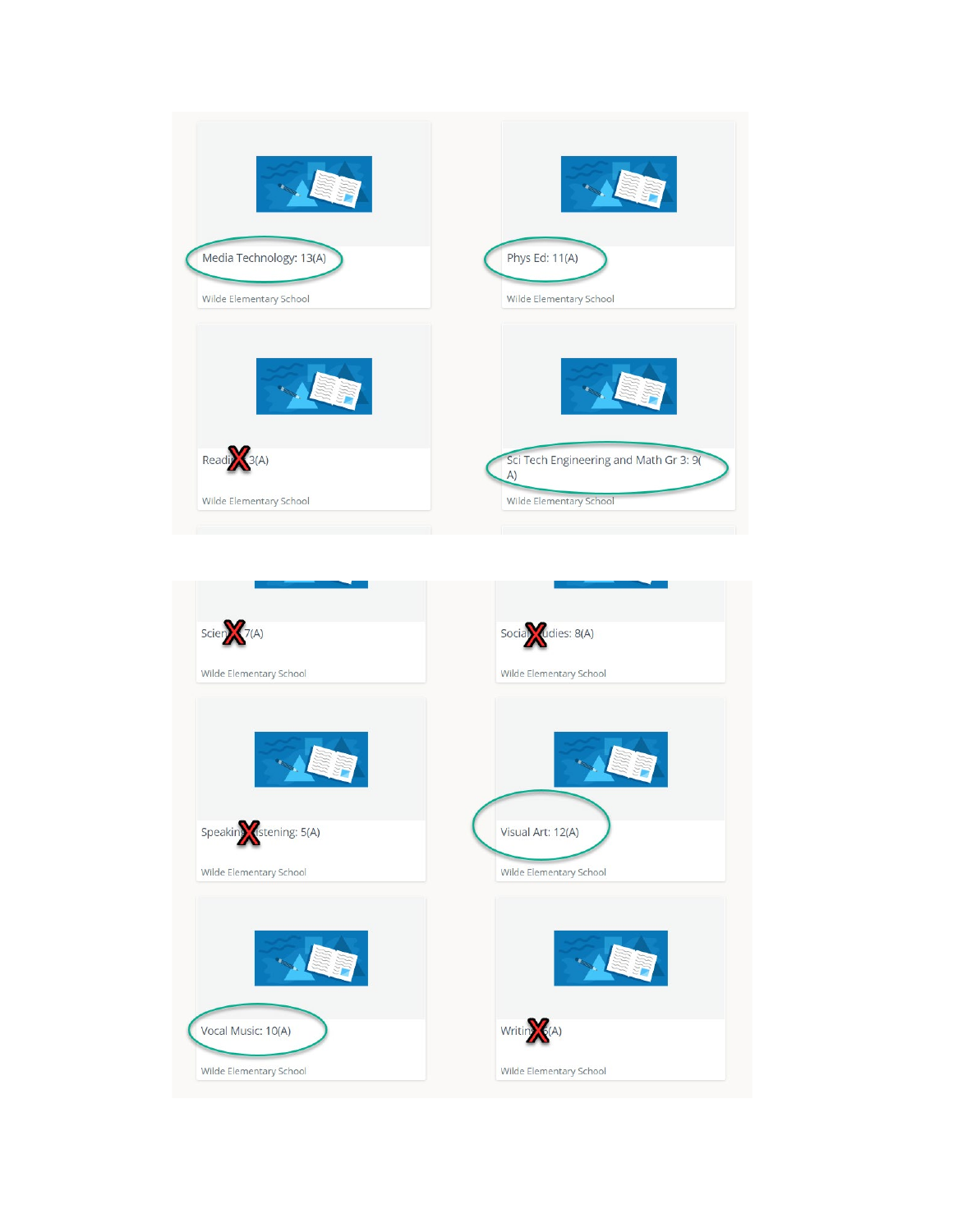Media Technology: 13(A)

Wilde Elementary School

Phys Ed: 11(A)

Wilde Elementary School

Readi 3(A)

Wilde Elementary School

Sci Tech Engineering and Math Gr 3: 9(
A)

Wilde Elementary School

Scien 7(A)

Wilde Elementary School

Social udies: 8(A)

Wilde Elementary School

Speakin stening: 5(A)

Wilde Elementary School

Visual Art: 12(A)

Wilde Elementary School

Vocal Music: 10(A)

Wilde Elementary School

Writin (A)

Wilde Elementary School